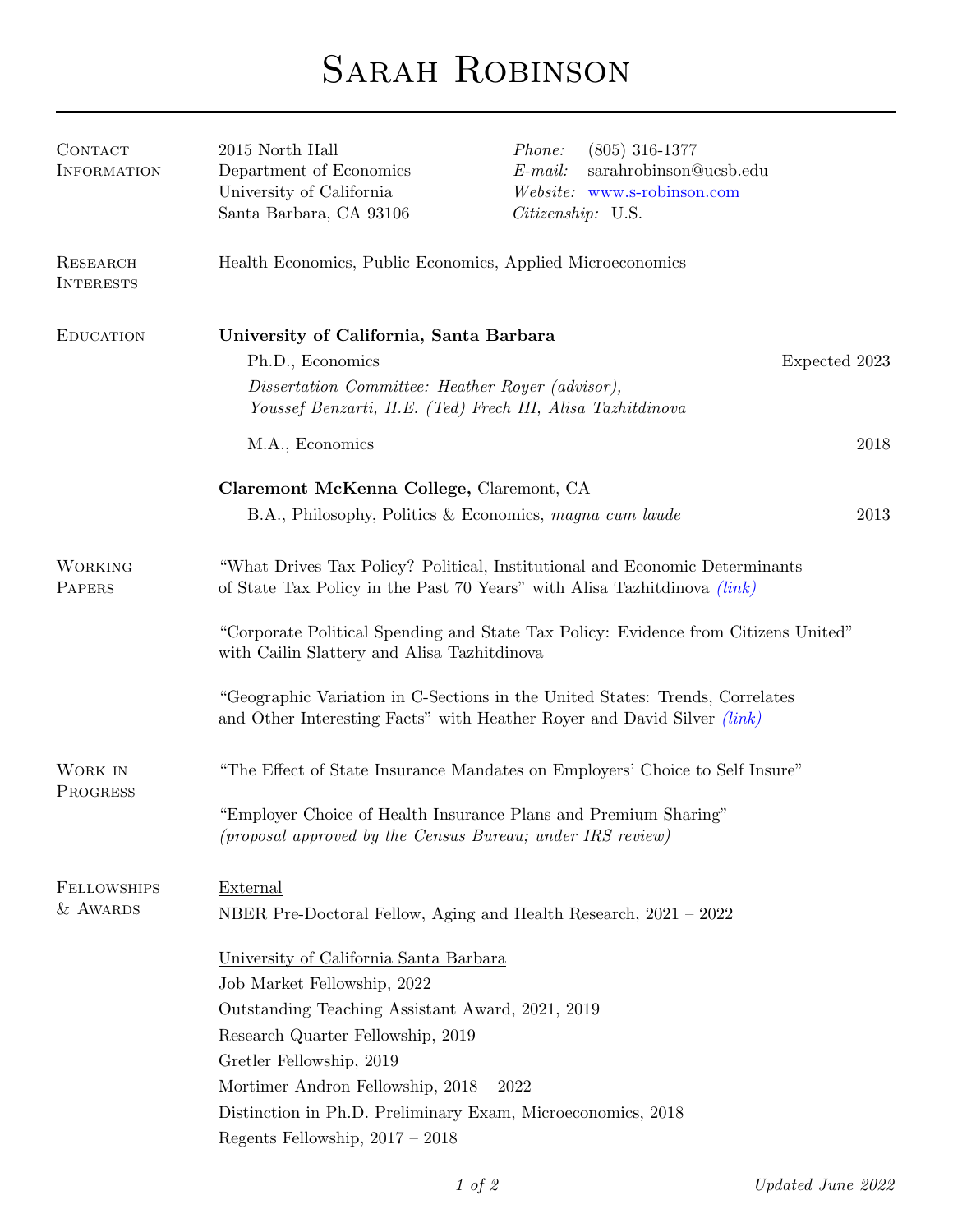# Sarah Robinson

## Contact Information

2015 North Hall
Department of Economics
University of California
Santa Barbara, CA 93106

*Phone:* (805) 316-1377
*E-mail:* sarahrobinson@ucsb.edu
*Website:* www.s-robinson.com
*Citizenship:* U.S.

## Research Interests

Health Economics, Public Economics, Applied Microeconomics

## Education

**University of California, Santa Barbara**

Ph.D., Economics — Expected 2023

*Dissertation Committee: Heather Royer (advisor), Youssef Benzarti, H.E. (Ted) Frech III, Alisa Tazhitdinova*

M.A., Economics — 2018

**Claremont McKenna College,** Claremont, CA

B.A., Philosophy, Politics & Economics, *magna cum laude* — 2013

## Working Papers

"What Drives Tax Policy? Political, Institutional and Economic Determinants of State Tax Policy in the Past 70 Years" with Alisa Tazhitdinova *(link)*

"Corporate Political Spending and State Tax Policy: Evidence from Citizens United" with Cailin Slattery and Alisa Tazhitdinova

"Geographic Variation in C-Sections in the United States: Trends, Correlates and Other Interesting Facts" with Heather Royer and David Silver *(link)*

## Work in Progress

"The Effect of State Insurance Mandates on Employers' Choice to Self Insure"

"Employer Choice of Health Insurance Plans and Premium Sharing"
*(proposal approved by the Census Bureau; under IRS review)*

## Fellowships & Awards

External

NBER Pre-Doctoral Fellow, Aging and Health Research, 2021 – 2022

University of California Santa Barbara

Job Market Fellowship, 2022
Outstanding Teaching Assistant Award, 2021, 2019
Research Quarter Fellowship, 2019
Gretler Fellowship, 2019
Mortimer Andron Fellowship, 2018 – 2022
Distinction in Ph.D. Preliminary Exam, Microeconomics, 2018
Regents Fellowship, 2017 – 2018

*Updated June 2022*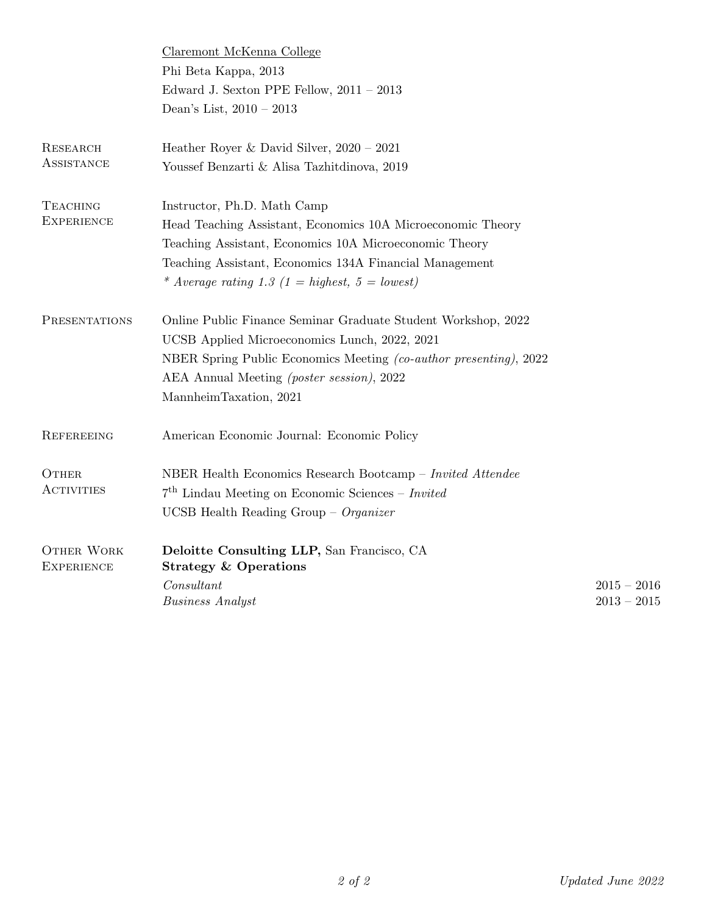<u>Claremont McKenna College</u>
Phi Beta Kappa, 2013
Edward J. Sexton PPE Fellow, 2011 – 2013
Dean's List, 2010 – 2013

## Research Assistance

Heather Royer & David Silver, 2020 – 2021
Youssef Benzarti & Alisa Tazhitdinova, 2019

## Teaching Experience

Instructor, Ph.D. Math Camp
Head Teaching Assistant, Economics 10A Microeconomic Theory
Teaching Assistant, Economics 10A Microeconomic Theory
Teaching Assistant, Economics 134A Financial Management
*\* Average rating 1.3 (1 = highest, 5 = lowest)*

## Presentations

Online Public Finance Seminar Graduate Student Workshop, 2022
UCSB Applied Microeconomics Lunch, 2022, 2021
NBER Spring Public Economics Meeting *(co-author presenting)*, 2022
AEA Annual Meeting *(poster session)*, 2022
MannheimTaxation, 2021

## Refereeing

American Economic Journal: Economic Policy

## Other Activities

NBER Health Economics Research Bootcamp – *Invited Attendee*
7th Lindau Meeting on Economic Sciences – *Invited*
UCSB Health Reading Group – *Organizer*

## Other Work Experience

**Deloitte Consulting LLP,** San Francisco, CA
**Strategy & Operations**

*Consultant* 2015 – 2016
*Business Analyst* 2013 – 2015